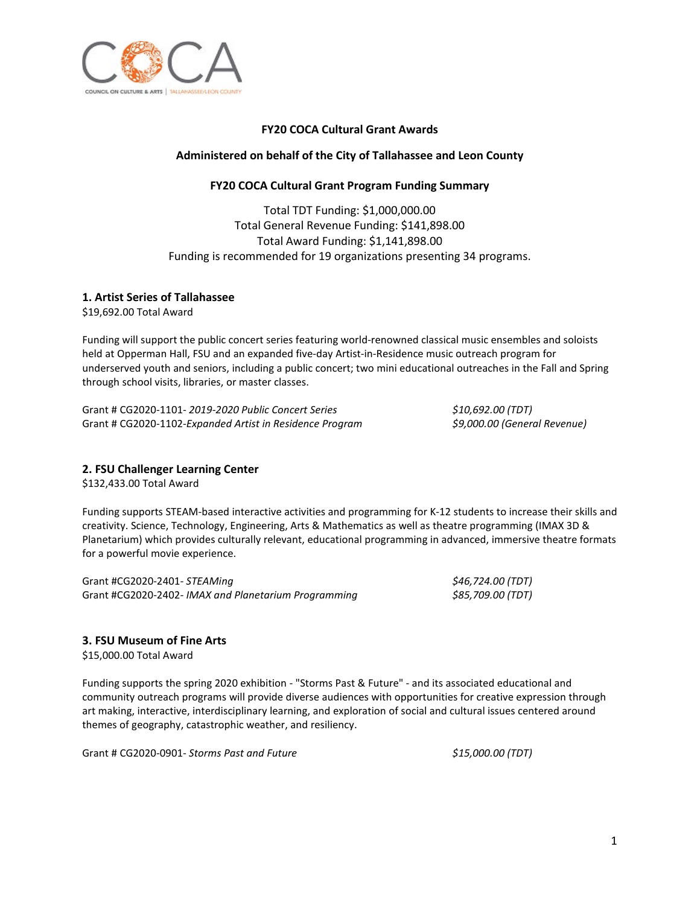**FY20 COCA Cultural Grant Awards**

**Administered on behalf of the City of Tallahassee and Leon County**

**FY20 COCA Cultural Grant Program Funding Summary**

Total TDT Funding: $1,000,000.00
Total General Revenue Funding: $141,898.00
Total Award Funding: $1,141,898.00
Funding is recommended for 19 organizations presenting 34 programs.

### 1. Artist Series of Tallahassee

$19,692.00 Total Award

Funding will support the public concert series featuring world-renowned classical music ensembles and soloists held at Opperman Hall, FSU and an expanded five-day Artist-in-Residence music outreach program for underserved youth and seniors, including a public concert; two mini educational outreaches in the Fall and Spring through school visits, libraries, or master classes.

Grant # CG2020-1101- *2019-2020 Public Concert Series* — *$10,692.00 (TDT)*
Grant # CG2020-1102-*Expanded Artist in Residence Program* — *$9,000.00 (General Revenue)*

### 2. FSU Challenger Learning Center

$132,433.00 Total Award

Funding supports STEAM-based interactive activities and programming for K-12 students to increase their skills and creativity. Science, Technology, Engineering, Arts & Mathematics as well as theatre programming (IMAX 3D & Planetarium) which provides culturally relevant, educational programming in advanced, immersive theatre formats for a powerful movie experience.

Grant #CG2020-2401- *STEAMing* — *$46,724.00 (TDT)*
Grant #CG2020-2402- *IMAX and Planetarium Programming* — *$85,709.00 (TDT)*

### 3. FSU Museum of Fine Arts

$15,000.00 Total Award

Funding supports the spring 2020 exhibition - "Storms Past & Future" - and its associated educational and community outreach programs will provide diverse audiences with opportunities for creative expression through art making, interactive, interdisciplinary learning, and exploration of social and cultural issues centered around themes of geography, catastrophic weather, and resiliency.

Grant # CG2020-0901- *Storms Past and Future* — *$15,000.00 (TDT)*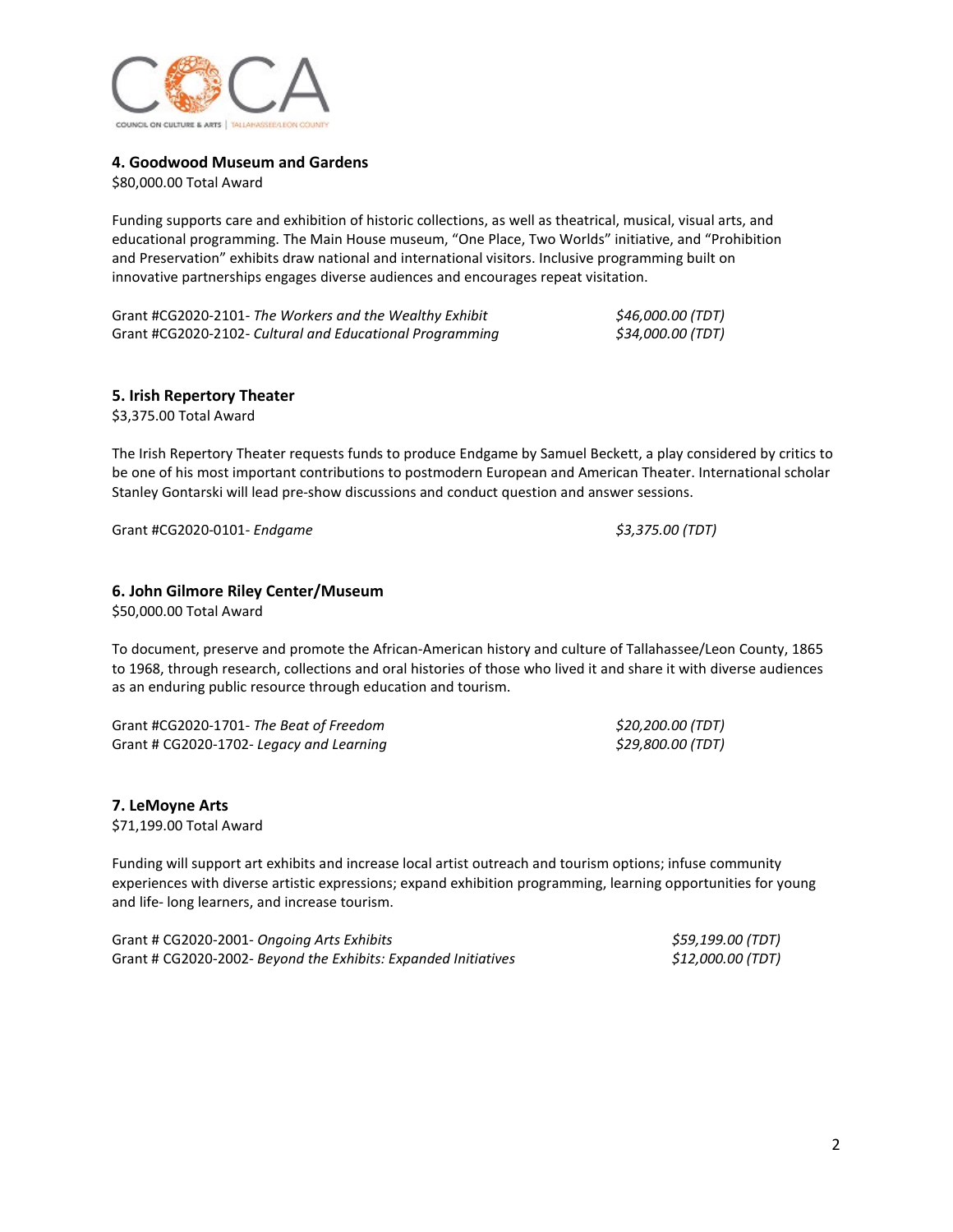### 4. Goodwood Museum and Gardens

$80,000.00 Total Award

Funding supports care and exhibition of historic collections, as well as theatrical, musical, visual arts, and educational programming. The Main House museum, “One Place, Two Worlds” initiative, and “Prohibition and Preservation” exhibits draw national and international visitors. Inclusive programming built on innovative partnerships engages diverse audiences and encourages repeat visitation.

| | |
|---|---|
| Grant #CG2020-2101- *The Workers and the Wealthy Exhibit* | *$46,000.00 (TDT)* |
| Grant #CG2020-2102- *Cultural and Educational Programming* | *$34,000.00 (TDT)* |

### 5. Irish Repertory Theater

$3,375.00 Total Award

The Irish Repertory Theater requests funds to produce Endgame by Samuel Beckett, a play considered by critics to be one of his most important contributions to postmodern European and American Theater. International scholar Stanley Gontarski will lead pre-show discussions and conduct question and answer sessions.

| | |
|---|---|
| Grant #CG2020-0101- *Endgame* | *$3,375.00 (TDT)* |

### 6. John Gilmore Riley Center/Museum

$50,000.00 Total Award

To document, preserve and promote the African-American history and culture of Tallahassee/Leon County, 1865 to 1968, through research, collections and oral histories of those who lived it and share it with diverse audiences as an enduring public resource through education and tourism.

| | |
|---|---|
| Grant #CG2020-1701- *The Beat of Freedom* | *$20,200.00 (TDT)* |
| Grant # CG2020-1702- *Legacy and Learning* | *$29,800.00 (TDT)* |

### 7. LeMoyne Arts

$71,199.00 Total Award

Funding will support art exhibits and increase local artist outreach and tourism options; infuse community experiences with diverse artistic expressions; expand exhibition programming, learning opportunities for young and life- long learners, and increase tourism.

| | |
|---|---|
| Grant # CG2020-2001- *Ongoing Arts Exhibits* | *$59,199.00 (TDT)* |
| Grant # CG2020-2002- *Beyond the Exhibits: Expanded Initiatives* | *$12,000.00 (TDT)* |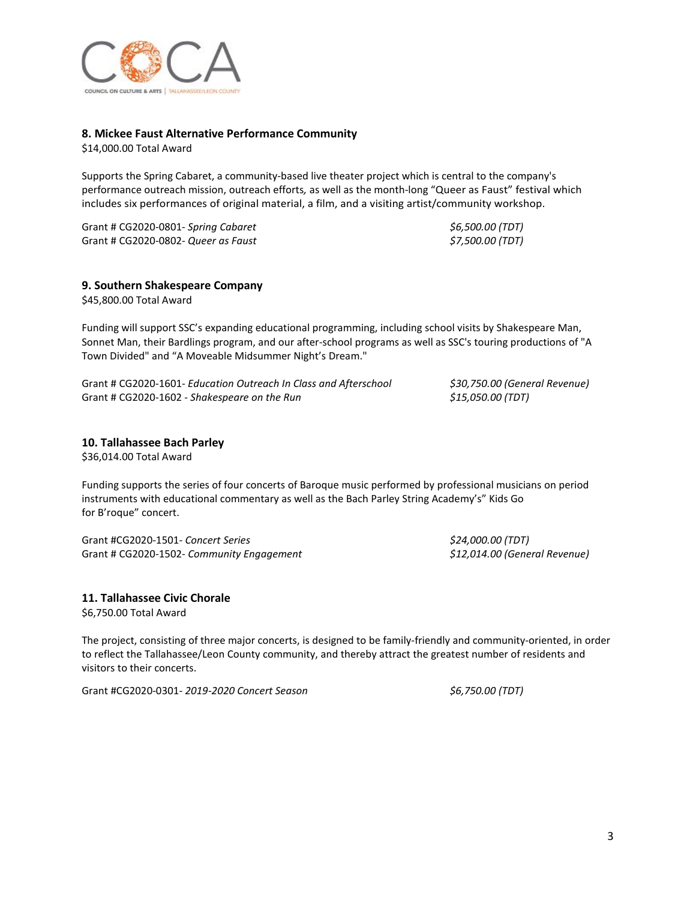### 8. Mickee Faust Alternative Performance Community

$14,000.00 Total Award

Supports the Spring Cabaret, a community-based live theater project which is central to the company's performance outreach mission, outreach efforts, as well as the month-long "Queer as Faust" festival which includes six performances of original material, a film, and a visiting artist/community workshop.

| | |
|---|---|
| Grant # CG2020-0801- *Spring Cabaret* | *$6,500.00 (TDT)* |
| Grant # CG2020-0802- *Queer as Faust* | *$7,500.00 (TDT)* |

### 9. Southern Shakespeare Company

$45,800.00 Total Award

Funding will support SSC's expanding educational programming, including school visits by Shakespeare Man, Sonnet Man, their Bardlings program, and our after-school programs as well as SSC's touring productions of "A Town Divided" and "A Moveable Midsummer Night's Dream."

| | |
|---|---|
| Grant # CG2020-1601- *Education Outreach In Class and Afterschool* | *$30,750.00 (General Revenue)* |
| Grant # CG2020-1602 - *Shakespeare on the Run* | *$15,050.00 (TDT)* |

### 10. Tallahassee Bach Parley

$36,014.00 Total Award

Funding supports the series of four concerts of Baroque music performed by professional musicians on period instruments with educational commentary as well as the Bach Parley String Academy's" Kids Go for B'roque" concert.

| | |
|---|---|
| Grant #CG2020-1501- *Concert Series* | *$24,000.00 (TDT)* |
| Grant # CG2020-1502- *Community Engagement* | *$12,014.00 (General Revenue)* |

### 11. Tallahassee Civic Chorale

$6,750.00 Total Award

The project, consisting of three major concerts, is designed to be family-friendly and community-oriented, in order to reflect the Tallahassee/Leon County community, and thereby attract the greatest number of residents and visitors to their concerts.

| | |
|---|---|
| Grant #CG2020-0301- *2019-2020 Concert Season* | *$6,750.00 (TDT)* |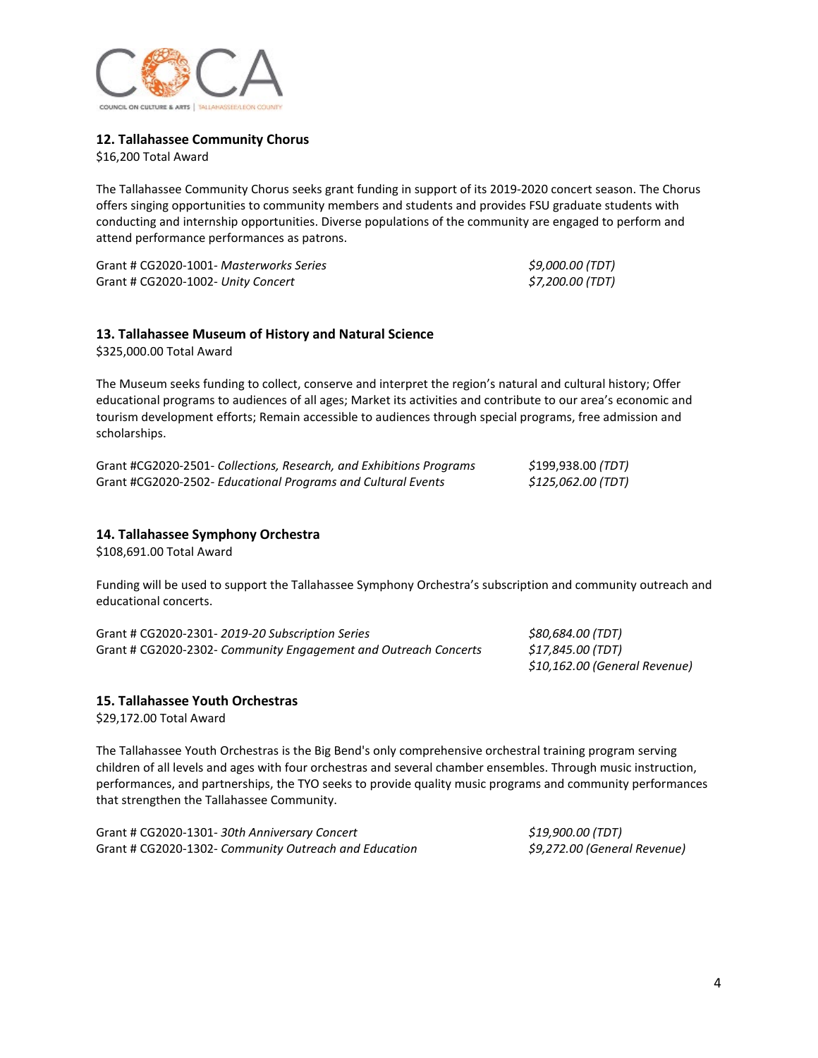### 12. Tallahassee Community Chorus

$16,200 Total Award

The Tallahassee Community Chorus seeks grant funding in support of its 2019-2020 concert season. The Chorus offers singing opportunities to community members and students and provides FSU graduate students with conducting and internship opportunities. Diverse populations of the community are engaged to perform and attend performance performances as patrons.

| | |
|---|---|
| Grant # CG2020-1001- *Masterworks Series* | *$9,000.00 (TDT)* |
| Grant # CG2020-1002- *Unity Concert* | *$7,200.00 (TDT)* |

### 13. Tallahassee Museum of History and Natural Science

$325,000.00 Total Award

The Museum seeks funding to collect, conserve and interpret the region's natural and cultural history; Offer educational programs to audiences of all ages; Market its activities and contribute to our area's economic and tourism development efforts; Remain accessible to audiences through special programs, free admission and scholarships.

| | |
|---|---|
| Grant #CG2020-2501- *Collections, Research, and Exhibitions Programs* | *$199,938.00 (TDT)* |
| Grant #CG2020-2502- *Educational Programs and Cultural Events* | *$125,062.00 (TDT)* |

### 14. Tallahassee Symphony Orchestra

$108,691.00 Total Award

Funding will be used to support the Tallahassee Symphony Orchestra's subscription and community outreach and educational concerts.

| | |
|---|---|
| Grant # CG2020-2301- *2019-20 Subscription Series* | *$80,684.00 (TDT)* |
| Grant # CG2020-2302- *Community Engagement and Outreach Concerts* | *$17,845.00 (TDT)* |
| | *$10,162.00 (General Revenue)* |

### 15. Tallahassee Youth Orchestras

$29,172.00 Total Award

The Tallahassee Youth Orchestras is the Big Bend's only comprehensive orchestral training program serving children of all levels and ages with four orchestras and several chamber ensembles. Through music instruction, performances, and partnerships, the TYO seeks to provide quality music programs and community performances that strengthen the Tallahassee Community.

| | |
|---|---|
| Grant # CG2020-1301- *30th Anniversary Concert* | *$19,900.00 (TDT)* |
| Grant # CG2020-1302- *Community Outreach and Education* | *$9,272.00 (General Revenue)* |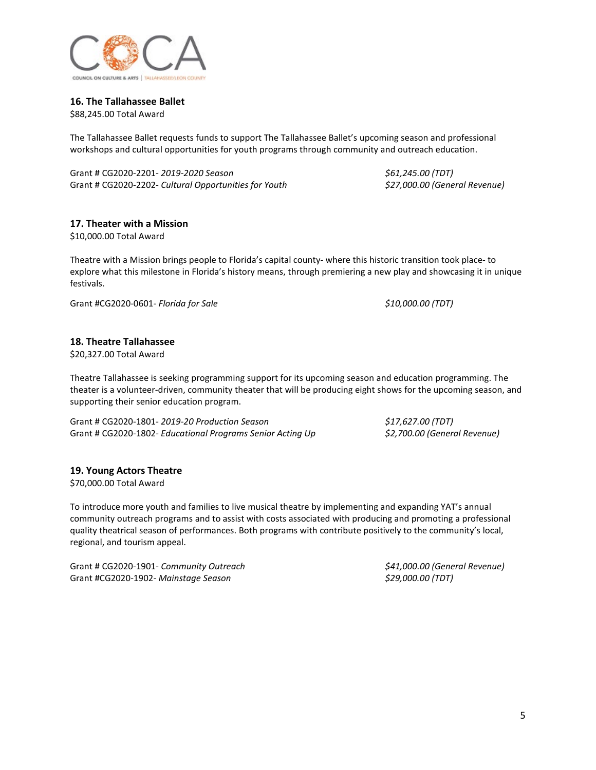### 16. The Tallahassee Ballet

$88,245.00 Total Award

The Tallahassee Ballet requests funds to support The Tallahassee Ballet's upcoming season and professional workshops and cultural opportunities for youth programs through community and outreach education.

Grant # CG2020-2201- *2019-2020 Season* — *$61,245.00 (TDT)*
Grant # CG2020-2202- *Cultural Opportunities for Youth* — *$27,000.00 (General Revenue)*

### 17. Theater with a Mission

$10,000.00 Total Award

Theatre with a Mission brings people to Florida's capital county- where this historic transition took place- to explore what this milestone in Florida's history means, through premiering a new play and showcasing it in unique festivals.

Grant #CG2020-0601- *Florida for Sale* — *$10,000.00 (TDT)*

### 18. Theatre Tallahassee

$20,327.00 Total Award

Theatre Tallahassee is seeking programming support for its upcoming season and education programming. The theater is a volunteer-driven, community theater that will be producing eight shows for the upcoming season, and supporting their senior education program.

Grant # CG2020-1801- *2019-20 Production Season* — *$17,627.00 (TDT)*
Grant # CG2020-1802- *Educational Programs Senior Acting Up* — *$2,700.00 (General Revenue)*

### 19. Young Actors Theatre

$70,000.00 Total Award

To introduce more youth and families to live musical theatre by implementing and expanding YAT's annual community outreach programs and to assist with costs associated with producing and promoting a professional quality theatrical season of performances. Both programs with contribute positively to the community's local, regional, and tourism appeal.

Grant # CG2020-1901- *Community Outreach* — *$41,000.00 (General Revenue)*
Grant #CG2020-1902- *Mainstage Season* — *$29,000.00 (TDT)*